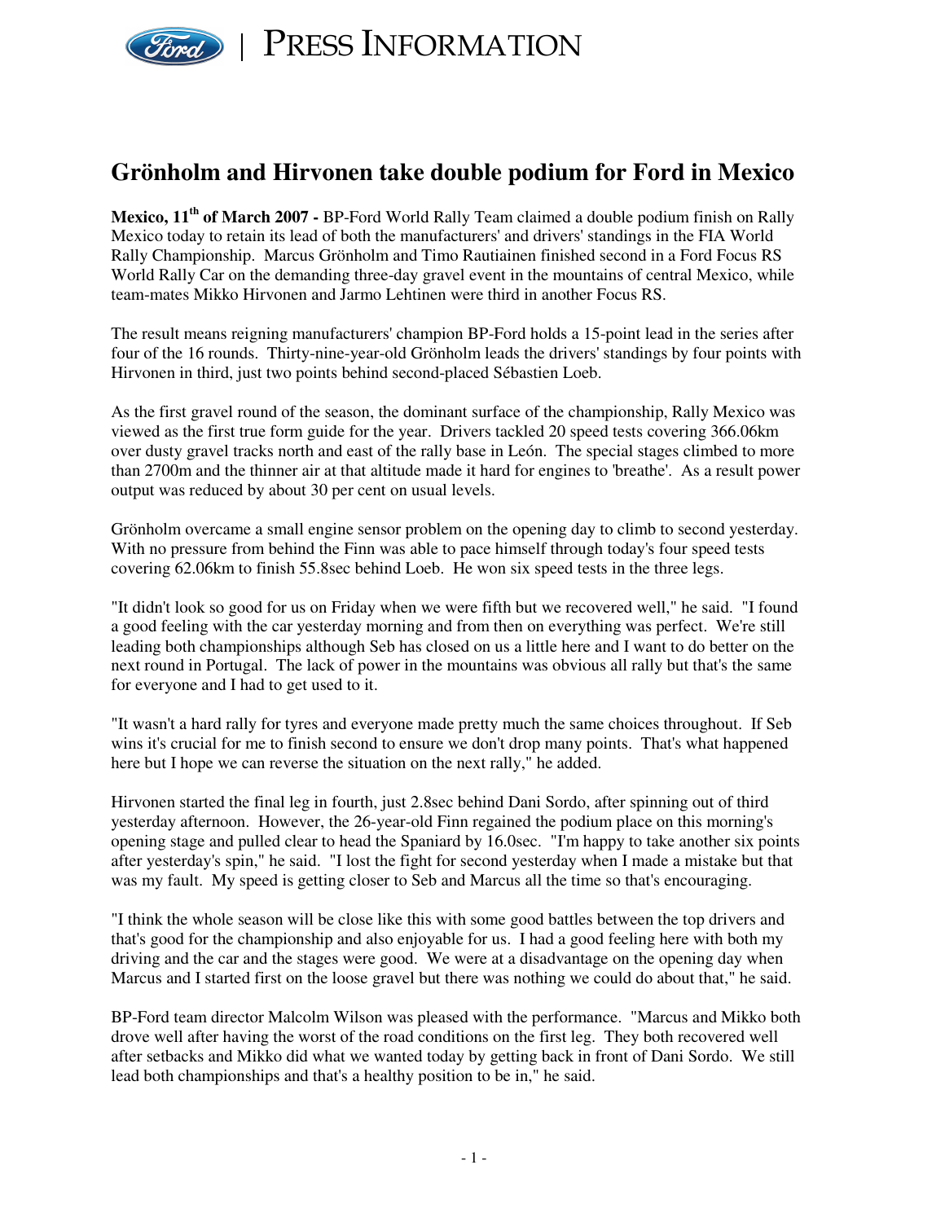Ford | PRESS INFORMATION

# Grönholm and Hirvonen take double podium for Ford in Mexico

**Mexico, 11th of March 2007 -** BP-Ford World Rally Team claimed a double podium finish on Rally Mexico today to retain its lead of both the manufacturers' and drivers' standings in the FIA World Rally Championship. Marcus Grönholm and Timo Rautiainen finished second in a Ford Focus RS World Rally Car on the demanding three-day gravel event in the mountains of central Mexico, while team-mates Mikko Hirvonen and Jarmo Lehtinen were third in another Focus RS.

The result means reigning manufacturers' champion BP-Ford holds a 15-point lead in the series after four of the 16 rounds. Thirty-nine-year-old Grönholm leads the drivers' standings by four points with Hirvonen in third, just two points behind second-placed Sébastien Loeb.

As the first gravel round of the season, the dominant surface of the championship, Rally Mexico was viewed as the first true form guide for the year. Drivers tackled 20 speed tests covering 366.06km over dusty gravel tracks north and east of the rally base in León. The special stages climbed to more than 2700m and the thinner air at that altitude made it hard for engines to 'breathe'. As a result power output was reduced by about 30 per cent on usual levels.

Grönholm overcame a small engine sensor problem on the opening day to climb to second yesterday. With no pressure from behind the Finn was able to pace himself through today's four speed tests covering 62.06km to finish 55.8sec behind Loeb. He won six speed tests in the three legs.

"It didn't look so good for us on Friday when we were fifth but we recovered well," he said. "I found a good feeling with the car yesterday morning and from then on everything was perfect. We're still leading both championships although Seb has closed on us a little here and I want to do better on the next round in Portugal. The lack of power in the mountains was obvious all rally but that's the same for everyone and I had to get used to it.

"It wasn't a hard rally for tyres and everyone made pretty much the same choices throughout. If Seb wins it's crucial for me to finish second to ensure we don't drop many points. That's what happened here but I hope we can reverse the situation on the next rally," he added.

Hirvonen started the final leg in fourth, just 2.8sec behind Dani Sordo, after spinning out of third yesterday afternoon. However, the 26-year-old Finn regained the podium place on this morning's opening stage and pulled clear to head the Spaniard by 16.0sec. "I'm happy to take another six points after yesterday's spin," he said. "I lost the fight for second yesterday when I made a mistake but that was my fault. My speed is getting closer to Seb and Marcus all the time so that's encouraging.

"I think the whole season will be close like this with some good battles between the top drivers and that's good for the championship and also enjoyable for us. I had a good feeling here with both my driving and the car and the stages were good. We were at a disadvantage on the opening day when Marcus and I started first on the loose gravel but there was nothing we could do about that," he said.

BP-Ford team director Malcolm Wilson was pleased with the performance. "Marcus and Mikko both drove well after having the worst of the road conditions on the first leg. They both recovered well after setbacks and Mikko did what we wanted today by getting back in front of Dani Sordo. We still lead both championships and that's a healthy position to be in," he said.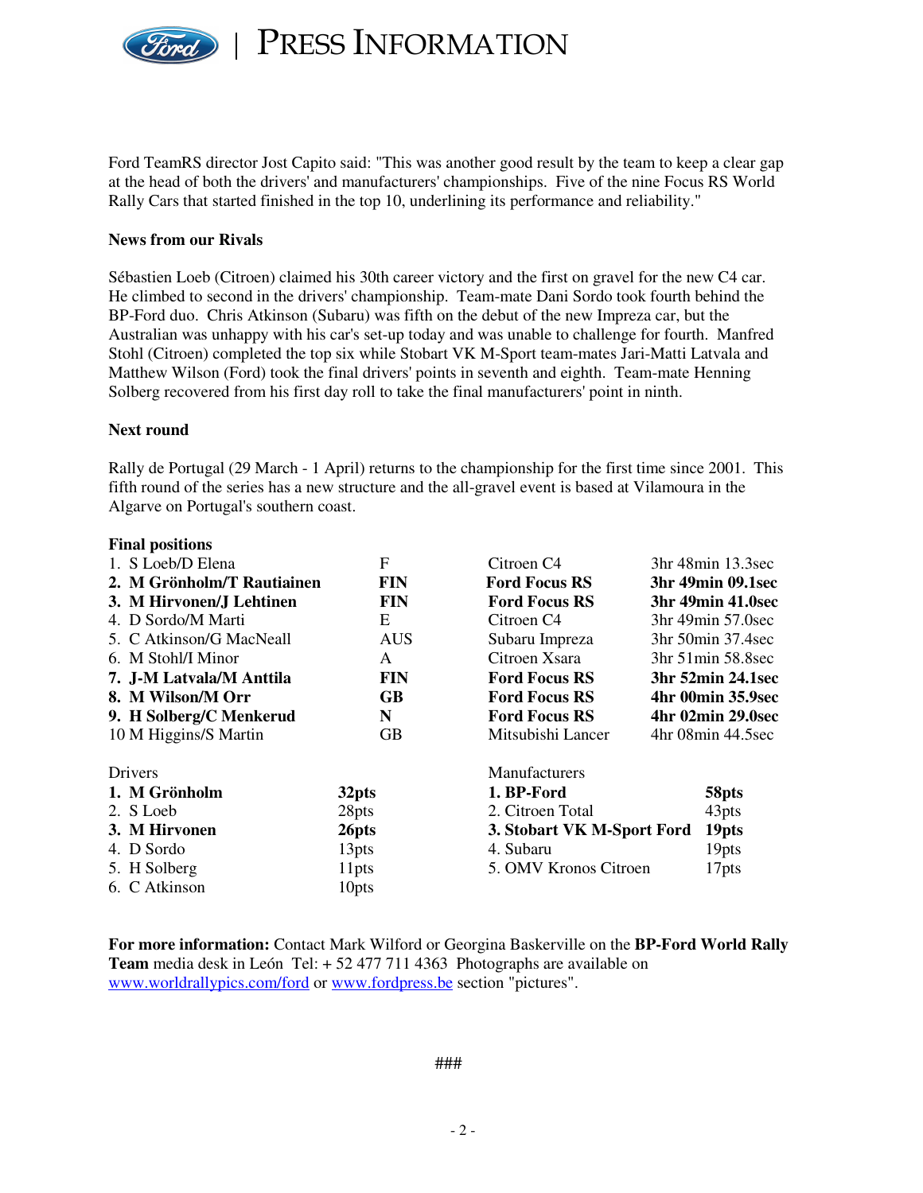# PRESS INFORMATION

Ford TeamRS director Jost Capito said: "This was another good result by the team to keep a clear gap at the head of both the drivers' and manufacturers' championships. Five of the nine Focus RS World Rally Cars that started finished in the top 10, underlining its performance and reliability."

**News from our Rivals**

Sébastien Loeb (Citroen) claimed his 30th career victory and the first on gravel for the new C4 car. He climbed to second in the drivers' championship. Team-mate Dani Sordo took fourth behind the BP-Ford duo. Chris Atkinson (Subaru) was fifth on the debut of the new Impreza car, but the Australian was unhappy with his car's set-up today and was unable to challenge for fourth. Manfred Stohl (Citroen) completed the top six while Stobart VK M-Sport team-mates Jari-Matti Latvala and Matthew Wilson (Ford) took the final drivers' points in seventh and eighth. Team-mate Henning Solberg recovered from his first day roll to take the final manufacturers' point in ninth.

**Next round**

Rally de Portugal (29 March - 1 April) returns to the championship for the first time since 2001. This fifth round of the series has a new structure and the all-gravel event is based at Vilamoura in the Algarve on Portugal's southern coast.

**Final positions**

| | | | |
|---|---|---|---|
| 1. S Loeb/D Elena | F | Citroen C4 | 3hr 48min 13.3sec |
| **2. M Grönholm/T Rautiainen** | **FIN** | **Ford Focus RS** | **3hr 49min 09.1sec** |
| **3. M Hirvonen/J Lehtinen** | **FIN** | **Ford Focus RS** | **3hr 49min 41.0sec** |
| 4. D Sordo/M Marti | E | Citroen C4 | 3hr 49min 57.0sec |
| 5. C Atkinson/G MacNeall | AUS | Subaru Impreza | 3hr 50min 37.4sec |
| 6. M Stohl/I Minor | A | Citroen Xsara | 3hr 51min 58.8sec |
| **7. J-M Latvala/M Anttila** | **FIN** | **Ford Focus RS** | **3hr 52min 24.1sec** |
| **8. M Wilson/M Orr** | **GB** | **Ford Focus RS** | **4hr 00min 35.9sec** |
| **9. H Solberg/C Menkerud** | **N** | **Ford Focus RS** | **4hr 02min 29.0sec** |
| 10 M Higgins/S Martin | GB | Mitsubishi Lancer | 4hr 08min 44.5sec |

| Drivers | | Manufacturers | |
|---|---|---|---|
| **1. M Grönholm** | **32pts** | **1. BP-Ford** | **58pts** |
| 2. S Loeb | 28pts | 2. Citroen Total | 43pts |
| **3. M Hirvonen** | **26pts** | **3. Stobart VK M-Sport Ford** | **19pts** |
| 4. D Sordo | 13pts | 4. Subaru | 19pts |
| 5. H Solberg | 11pts | 5. OMV Kronos Citroen | 17pts |
| 6. C Atkinson | 10pts | | |

**For more information:** Contact Mark Wilford or Georgina Baskerville on the **BP-Ford World Rally Team** media desk in León Tel: + 52 477 711 4363 Photographs are available on www.worldrallypics.com/ford or www.fordpress.be section "pictures".

###